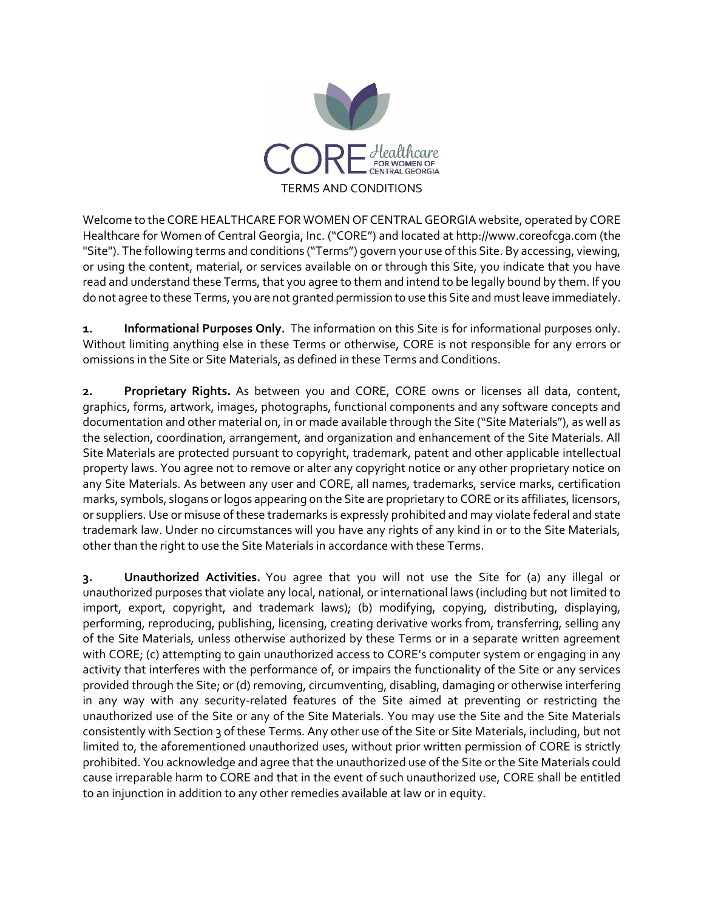# TERMS AND CONDITIONS

Welcome to the CORE HEALTHCARE FOR WOMEN OF CENTRAL GEORGIA website, operated by CORE Healthcare for Women of Central Georgia, Inc. ("CORE") and located at http://www.coreofcga.com (the "Site"). The following terms and conditions ("Terms") govern your use of this Site. By accessing, viewing, or using the content, material, or services available on or through this Site, you indicate that you have read and understand these Terms, that you agree to them and intend to be legally bound by them. If you do not agree to these Terms, you are not granted permission to use this Site and must leave immediately.

**1. Informational Purposes Only.** The information on this Site is for informational purposes only. Without limiting anything else in these Terms or otherwise, CORE is not responsible for any errors or omissions in the Site or Site Materials, as defined in these Terms and Conditions.

**2. Proprietary Rights.** As between you and CORE, CORE owns or licenses all data, content, graphics, forms, artwork, images, photographs, functional components and any software concepts and documentation and other material on, in or made available through the Site ("Site Materials"), as well as the selection, coordination, arrangement, and organization and enhancement of the Site Materials. All Site Materials are protected pursuant to copyright, trademark, patent and other applicable intellectual property laws. You agree not to remove or alter any copyright notice or any other proprietary notice on any Site Materials. As between any user and CORE, all names, trademarks, service marks, certification marks, symbols, slogans or logos appearing on the Site are proprietary to CORE or its affiliates, licensors, or suppliers. Use or misuse of these trademarks is expressly prohibited and may violate federal and state trademark law. Under no circumstances will you have any rights of any kind in or to the Site Materials, other than the right to use the Site Materials in accordance with these Terms.

**3. Unauthorized Activities.** You agree that you will not use the Site for (a) any illegal or unauthorized purposes that violate any local, national, or international laws (including but not limited to import, export, copyright, and trademark laws); (b) modifying, copying, distributing, displaying, performing, reproducing, publishing, licensing, creating derivative works from, transferring, selling any of the Site Materials, unless otherwise authorized by these Terms or in a separate written agreement with CORE; (c) attempting to gain unauthorized access to CORE's computer system or engaging in any activity that interferes with the performance of, or impairs the functionality of the Site or any services provided through the Site; or (d) removing, circumventing, disabling, damaging or otherwise interfering in any way with any security-related features of the Site aimed at preventing or restricting the unauthorized use of the Site or any of the Site Materials. You may use the Site and the Site Materials consistently with Section 3 of these Terms. Any other use of the Site or Site Materials, including, but not limited to, the aforementioned unauthorized uses, without prior written permission of CORE is strictly prohibited. You acknowledge and agree that the unauthorized use of the Site or the Site Materials could cause irreparable harm to CORE and that in the event of such unauthorized use, CORE shall be entitled to an injunction in addition to any other remedies available at law or in equity.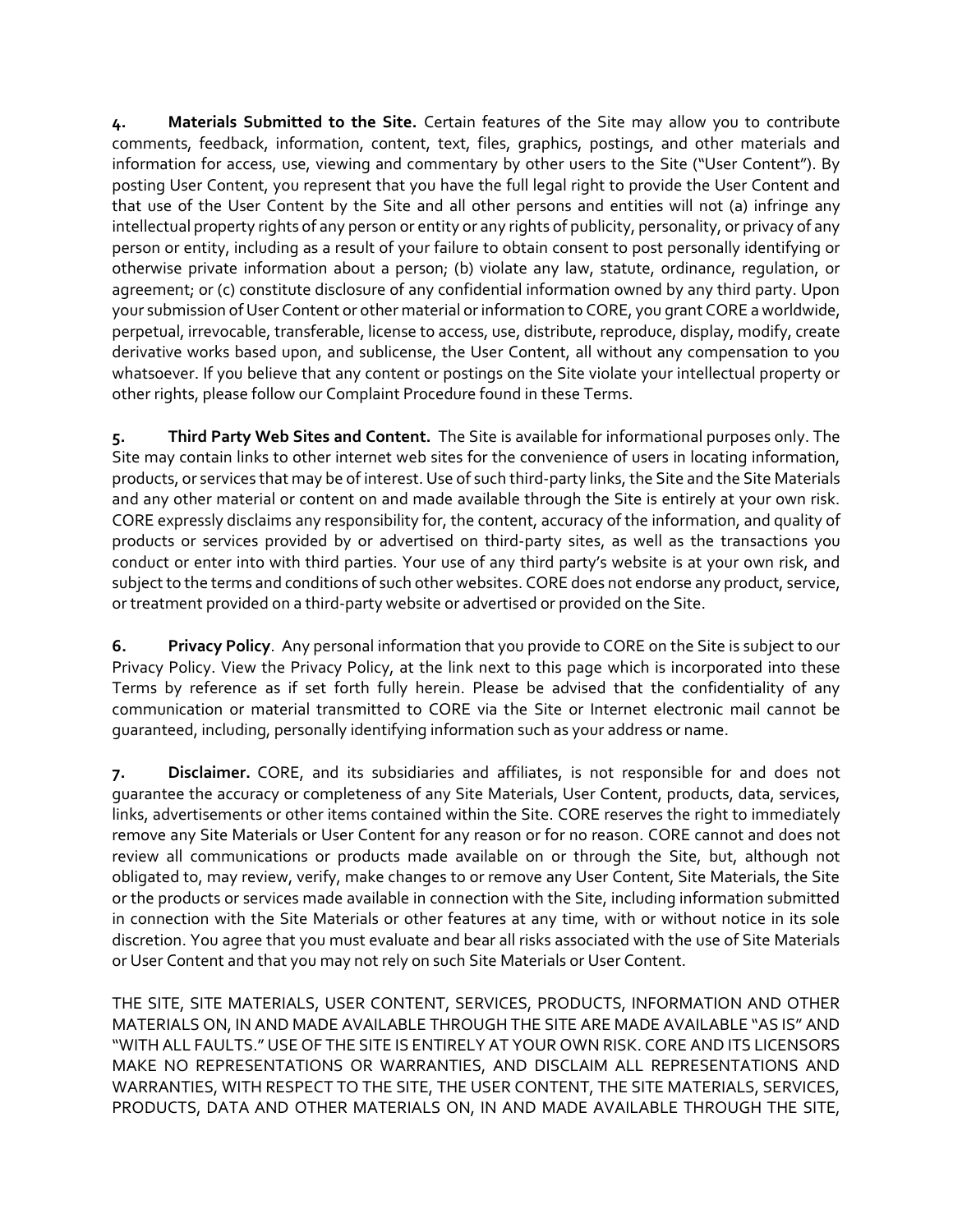**4. Materials Submitted to the Site.** Certain features of the Site may allow you to contribute comments, feedback, information, content, text, files, graphics, postings, and other materials and information for access, use, viewing and commentary by other users to the Site ("User Content"). By posting User Content, you represent that you have the full legal right to provide the User Content and that use of the User Content by the Site and all other persons and entities will not (a) infringe any intellectual property rights of any person or entity or any rights of publicity, personality, or privacy of any person or entity, including as a result of your failure to obtain consent to post personally identifying or otherwise private information about a person; (b) violate any law, statute, ordinance, regulation, or agreement; or (c) constitute disclosure of any confidential information owned by any third party. Upon your submission of User Content or other material or information to CORE, you grant CORE a worldwide, perpetual, irrevocable, transferable, license to access, use, distribute, reproduce, display, modify, create derivative works based upon, and sublicense, the User Content, all without any compensation to you whatsoever. If you believe that any content or postings on the Site violate your intellectual property or other rights, please follow our Complaint Procedure found in these Terms.

**5. Third Party Web Sites and Content.** The Site is available for informational purposes only. The Site may contain links to other internet web sites for the convenience of users in locating information, products, or services that may be of interest. Use of such third-party links, the Site and the Site Materials and any other material or content on and made available through the Site is entirely at your own risk. CORE expressly disclaims any responsibility for, the content, accuracy of the information, and quality of products or services provided by or advertised on third-party sites, as well as the transactions you conduct or enter into with third parties. Your use of any third party's website is at your own risk, and subject to the terms and conditions of such other websites. CORE does not endorse any product, service, or treatment provided on a third-party website or advertised or provided on the Site.

**6. Privacy Policy**. Any personal information that you provide to CORE on the Site is subject to our Privacy Policy. View the Privacy Policy, at the link next to this page which is incorporated into these Terms by reference as if set forth fully herein. Please be advised that the confidentiality of any communication or material transmitted to CORE via the Site or Internet electronic mail cannot be guaranteed, including, personally identifying information such as your address or name.

**7. Disclaimer.** CORE, and its subsidiaries and affiliates, is not responsible for and does not guarantee the accuracy or completeness of any Site Materials, User Content, products, data, services, links, advertisements or other items contained within the Site. CORE reserves the right to immediately remove any Site Materials or User Content for any reason or for no reason. CORE cannot and does not review all communications or products made available on or through the Site, but, although not obligated to, may review, verify, make changes to or remove any User Content, Site Materials, the Site or the products or services made available in connection with the Site, including information submitted in connection with the Site Materials or other features at any time, with or without notice in its sole discretion. You agree that you must evaluate and bear all risks associated with the use of Site Materials or User Content and that you may not rely on such Site Materials or User Content.

THE SITE, SITE MATERIALS, USER CONTENT, SERVICES, PRODUCTS, INFORMATION AND OTHER MATERIALS ON, IN AND MADE AVAILABLE THROUGH THE SITE ARE MADE AVAILABLE "AS IS" AND "WITH ALL FAULTS." USE OF THE SITE IS ENTIRELY AT YOUR OWN RISK. CORE AND ITS LICENSORS MAKE NO REPRESENTATIONS OR WARRANTIES, AND DISCLAIM ALL REPRESENTATIONS AND WARRANTIES, WITH RESPECT TO THE SITE, THE USER CONTENT, THE SITE MATERIALS, SERVICES, PRODUCTS, DATA AND OTHER MATERIALS ON, IN AND MADE AVAILABLE THROUGH THE SITE,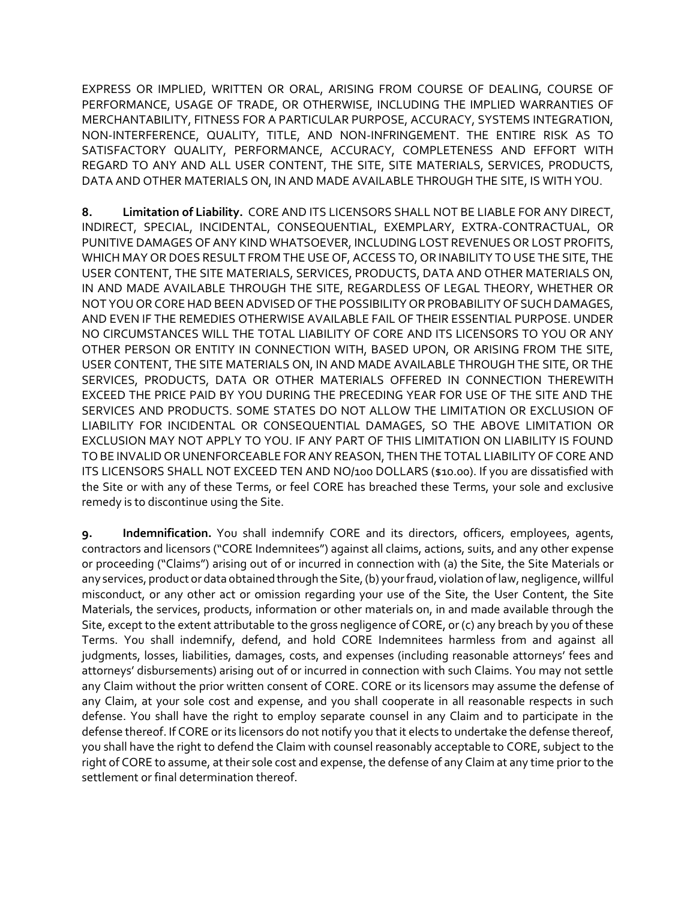EXPRESS OR IMPLIED, WRITTEN OR ORAL, ARISING FROM COURSE OF DEALING, COURSE OF PERFORMANCE, USAGE OF TRADE, OR OTHERWISE, INCLUDING THE IMPLIED WARRANTIES OF MERCHANTABILITY, FITNESS FOR A PARTICULAR PURPOSE, ACCURACY, SYSTEMS INTEGRATION, NON-INTERFERENCE, QUALITY, TITLE, AND NON-INFRINGEMENT. THE ENTIRE RISK AS TO SATISFACTORY QUALITY, PERFORMANCE, ACCURACY, COMPLETENESS AND EFFORT WITH REGARD TO ANY AND ALL USER CONTENT, THE SITE, SITE MATERIALS, SERVICES, PRODUCTS, DATA AND OTHER MATERIALS ON, IN AND MADE AVAILABLE THROUGH THE SITE, IS WITH YOU.

**8. Limitation of Liability.** CORE AND ITS LICENSORS SHALL NOT BE LIABLE FOR ANY DIRECT, INDIRECT, SPECIAL, INCIDENTAL, CONSEQUENTIAL, EXEMPLARY, EXTRA-CONTRACTUAL, OR PUNITIVE DAMAGES OF ANY KIND WHATSOEVER, INCLUDING LOST REVENUES OR LOST PROFITS, WHICH MAY OR DOES RESULT FROM THE USE OF, ACCESS TO, OR INABILITY TO USE THE SITE, THE USER CONTENT, THE SITE MATERIALS, SERVICES, PRODUCTS, DATA AND OTHER MATERIALS ON, IN AND MADE AVAILABLE THROUGH THE SITE, REGARDLESS OF LEGAL THEORY, WHETHER OR NOT YOU OR CORE HAD BEEN ADVISED OF THE POSSIBILITY OR PROBABILITY OF SUCH DAMAGES, AND EVEN IF THE REMEDIES OTHERWISE AVAILABLE FAIL OF THEIR ESSENTIAL PURPOSE. UNDER NO CIRCUMSTANCES WILL THE TOTAL LIABILITY OF CORE AND ITS LICENSORS TO YOU OR ANY OTHER PERSON OR ENTITY IN CONNECTION WITH, BASED UPON, OR ARISING FROM THE SITE, USER CONTENT, THE SITE MATERIALS ON, IN AND MADE AVAILABLE THROUGH THE SITE, OR THE SERVICES, PRODUCTS, DATA OR OTHER MATERIALS OFFERED IN CONNECTION THEREWITH EXCEED THE PRICE PAID BY YOU DURING THE PRECEDING YEAR FOR USE OF THE SITE AND THE SERVICES AND PRODUCTS. SOME STATES DO NOT ALLOW THE LIMITATION OR EXCLUSION OF LIABILITY FOR INCIDENTAL OR CONSEQUENTIAL DAMAGES, SO THE ABOVE LIMITATION OR EXCLUSION MAY NOT APPLY TO YOU. IF ANY PART OF THIS LIMITATION ON LIABILITY IS FOUND TO BE INVALID OR UNENFORCEABLE FOR ANY REASON, THEN THE TOTAL LIABILITY OF CORE AND ITS LICENSORS SHALL NOT EXCEED TEN AND NO/100 DOLLARS ($10.00). If you are dissatisfied with the Site or with any of these Terms, or feel CORE has breached these Terms, your sole and exclusive remedy is to discontinue using the Site.

**9. Indemnification.** You shall indemnify CORE and its directors, officers, employees, agents, contractors and licensors ("CORE Indemnitees") against all claims, actions, suits, and any other expense or proceeding ("Claims") arising out of or incurred in connection with (a) the Site, the Site Materials or any services, product or data obtained through the Site, (b) your fraud, violation of law, negligence, willful misconduct, or any other act or omission regarding your use of the Site, the User Content, the Site Materials, the services, products, information or other materials on, in and made available through the Site, except to the extent attributable to the gross negligence of CORE, or (c) any breach by you of these Terms. You shall indemnify, defend, and hold CORE Indemnitees harmless from and against all judgments, losses, liabilities, damages, costs, and expenses (including reasonable attorneys' fees and attorneys' disbursements) arising out of or incurred in connection with such Claims. You may not settle any Claim without the prior written consent of CORE. CORE or its licensors may assume the defense of any Claim, at your sole cost and expense, and you shall cooperate in all reasonable respects in such defense. You shall have the right to employ separate counsel in any Claim and to participate in the defense thereof. If CORE or its licensors do not notify you that it elects to undertake the defense thereof, you shall have the right to defend the Claim with counsel reasonably acceptable to CORE, subject to the right of CORE to assume, at their sole cost and expense, the defense of any Claim at any time prior to the settlement or final determination thereof.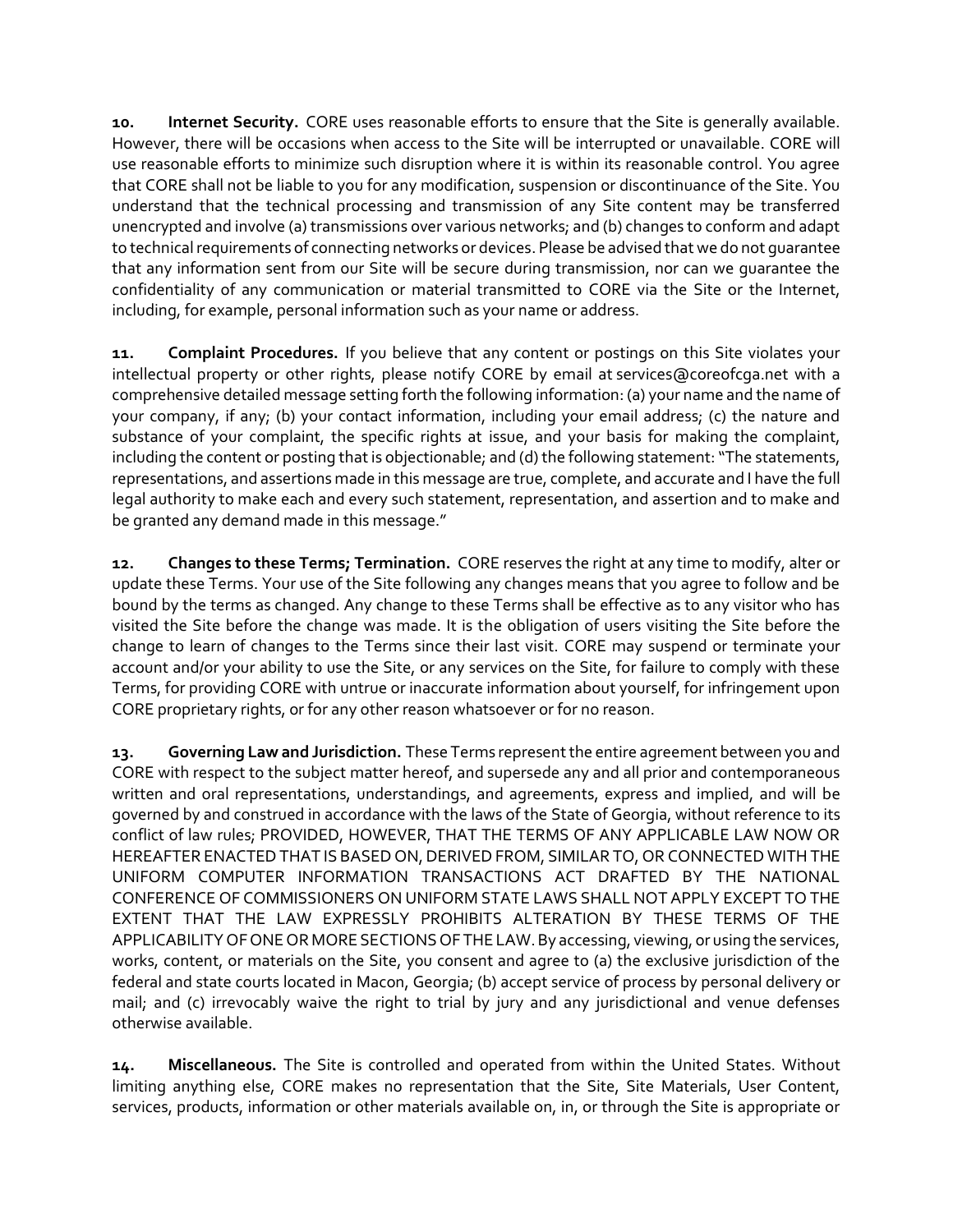**10. Internet Security.** CORE uses reasonable efforts to ensure that the Site is generally available. However, there will be occasions when access to the Site will be interrupted or unavailable. CORE will use reasonable efforts to minimize such disruption where it is within its reasonable control. You agree that CORE shall not be liable to you for any modification, suspension or discontinuance of the Site. You understand that the technical processing and transmission of any Site content may be transferred unencrypted and involve (a) transmissions over various networks; and (b) changes to conform and adapt to technical requirements of connecting networks or devices. Please be advised that we do not guarantee that any information sent from our Site will be secure during transmission, nor can we guarantee the confidentiality of any communication or material transmitted to CORE via the Site or the Internet, including, for example, personal information such as your name or address.

**11. Complaint Procedures.** If you believe that any content or postings on this Site violates your intellectual property or other rights, please notify CORE by email at services@coreofcga.net with a comprehensive detailed message setting forth the following information: (a) your name and the name of your company, if any; (b) your contact information, including your email address; (c) the nature and substance of your complaint, the specific rights at issue, and your basis for making the complaint, including the content or posting that is objectionable; and (d) the following statement: "The statements, representations, and assertions made in this message are true, complete, and accurate and I have the full legal authority to make each and every such statement, representation, and assertion and to make and be granted any demand made in this message."

**12. Changes to these Terms; Termination.** CORE reserves the right at any time to modify, alter or update these Terms. Your use of the Site following any changes means that you agree to follow and be bound by the terms as changed. Any change to these Terms shall be effective as to any visitor who has visited the Site before the change was made. It is the obligation of users visiting the Site before the change to learn of changes to the Terms since their last visit. CORE may suspend or terminate your account and/or your ability to use the Site, or any services on the Site, for failure to comply with these Terms, for providing CORE with untrue or inaccurate information about yourself, for infringement upon CORE proprietary rights, or for any other reason whatsoever or for no reason.

**13. Governing Law and Jurisdiction.** These Terms represent the entire agreement between you and CORE with respect to the subject matter hereof, and supersede any and all prior and contemporaneous written and oral representations, understandings, and agreements, express and implied, and will be governed by and construed in accordance with the laws of the State of Georgia, without reference to its conflict of law rules; PROVIDED, HOWEVER, THAT THE TERMS OF ANY APPLICABLE LAW NOW OR HEREAFTER ENACTED THAT IS BASED ON, DERIVED FROM, SIMILAR TO, OR CONNECTED WITH THE UNIFORM COMPUTER INFORMATION TRANSACTIONS ACT DRAFTED BY THE NATIONAL CONFERENCE OF COMMISSIONERS ON UNIFORM STATE LAWS SHALL NOT APPLY EXCEPT TO THE EXTENT THAT THE LAW EXPRESSLY PROHIBITS ALTERATION BY THESE TERMS OF THE APPLICABILITY OF ONE OR MORE SECTIONS OF THE LAW. By accessing, viewing, or using the services, works, content, or materials on the Site, you consent and agree to (a) the exclusive jurisdiction of the federal and state courts located in Macon, Georgia; (b) accept service of process by personal delivery or mail; and (c) irrevocably waive the right to trial by jury and any jurisdictional and venue defenses otherwise available.

**14. Miscellaneous.** The Site is controlled and operated from within the United States. Without limiting anything else, CORE makes no representation that the Site, Site Materials, User Content, services, products, information or other materials available on, in, or through the Site is appropriate or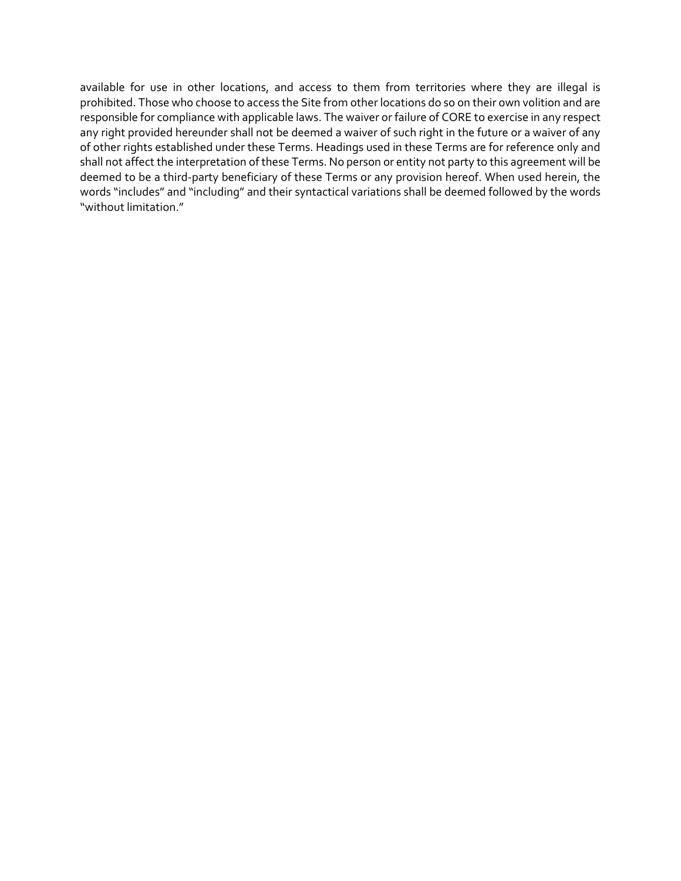available for use in other locations, and access to them from territories where they are illegal is prohibited. Those who choose to access the Site from other locations do so on their own volition and are responsible for compliance with applicable laws. The waiver or failure of CORE to exercise in any respect any right provided hereunder shall not be deemed a waiver of such right in the future or a waiver of any of other rights established under these Terms. Headings used in these Terms are for reference only and shall not affect the interpretation of these Terms. No person or entity not party to this agreement will be deemed to be a third-party beneficiary of these Terms or any provision hereof. When used herein, the words "includes" and "including" and their syntactical variations shall be deemed followed by the words "without limitation."